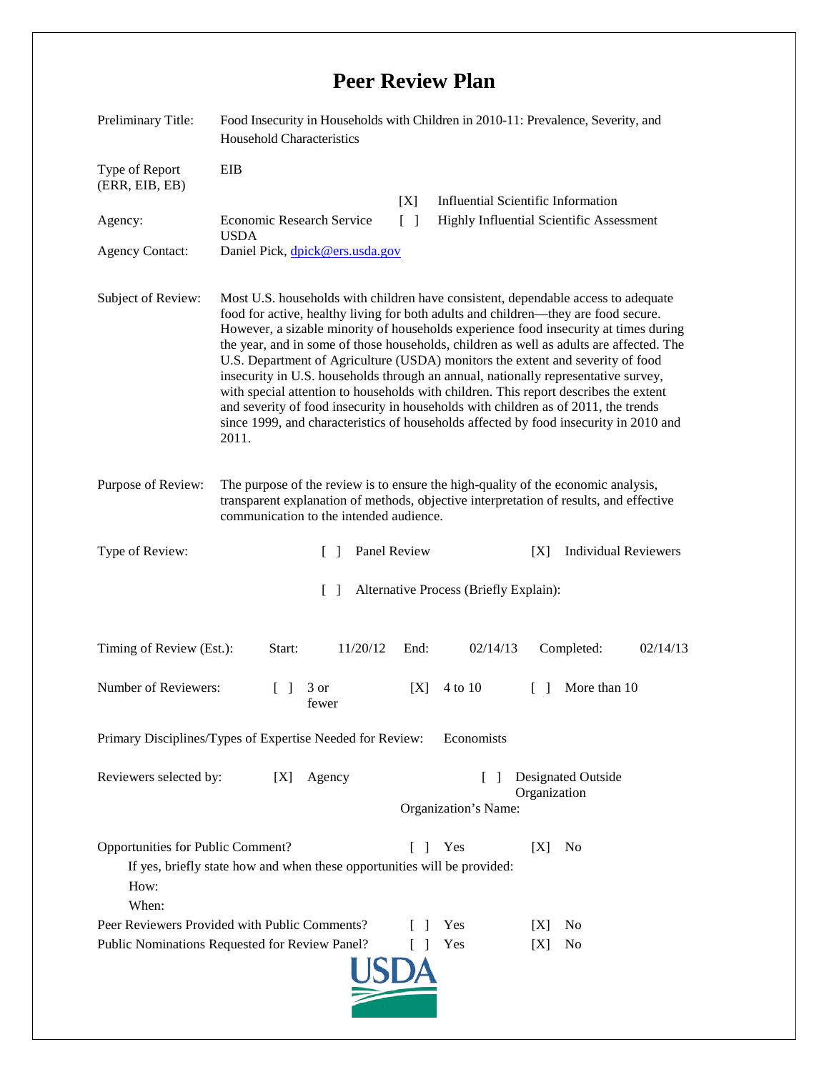# Peer Review Plan

Preliminary Title: Food Insecurity in Households with Children in 2010-11: Prevalence, Severity, and Household Characteristics

Type of Report (ERR, EIB, EB): EIB

[X] Influential Scientific Information

[ ] Highly Influential Scientific Assessment

Agency: Economic Research Service USDA

Agency Contact: Daniel Pick, dpick@ers.usda.gov

Subject of Review: Most U.S. households with children have consistent, dependable access to adequate food for active, healthy living for both adults and children—they are food secure. However, a sizable minority of households experience food insecurity at times during the year, and in some of those households, children as well as adults are affected. The U.S. Department of Agriculture (USDA) monitors the extent and severity of food insecurity in U.S. households through an annual, nationally representative survey, with special attention to households with children. This report describes the extent and severity of food insecurity in households with children as of 2011, the trends since 1999, and characteristics of households affected by food insecurity in 2010 and 2011.

Purpose of Review: The purpose of the review is to ensure the high-quality of the economic analysis, transparent explanation of methods, objective interpretation of results, and effective communication to the intended audience.

Type of Review: [ ] Panel Review [X] Individual Reviewers

[ ] Alternative Process (Briefly Explain):

Timing of Review (Est.): Start: 11/20/12 End: 02/14/13 Completed: 02/14/13

Number of Reviewers: [ ] 3 or fewer [X] 4 to 10 [ ] More than 10

Primary Disciplines/Types of Expertise Needed for Review: Economists

Reviewers selected by: [X] Agency [ ] Designated Outside Organization

Organization's Name:

Opportunities for Public Comment? [ ] Yes [X] No

If yes, briefly state how and when these opportunities will be provided:

How:

When:

Peer Reviewers Provided with Public Comments? [ ] Yes [X] No

Public Nominations Requested for Review Panel? [ ] Yes [X] No